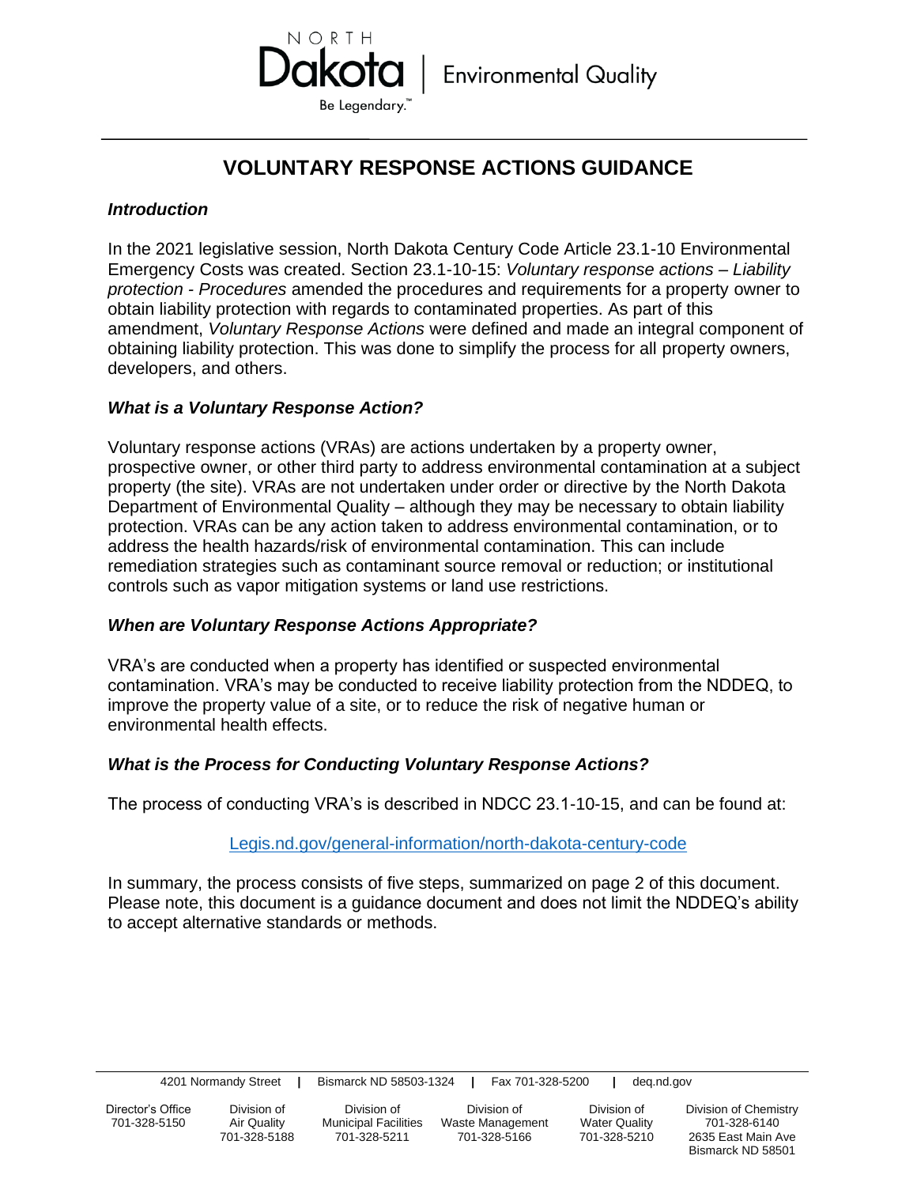NORTH Dakota | Environmental Quality

Be Legendary.™

# VOLUNTARY RESPONSE ACTIONS GUIDANCE

### *Introduction*

In the 2021 legislative session, North Dakota Century Code Article 23.1-10 Environmental Emergency Costs was created. Section 23.1-10-15: *Voluntary response actions – Liability protection - Procedures* amended the procedures and requirements for a property owner to obtain liability protection with regards to contaminated properties. As part of this amendment, *Voluntary Response Actions* were defined and made an integral component of obtaining liability protection. This was done to simplify the process for all property owners, developers, and others.

### *What is a Voluntary Response Action?*

Voluntary response actions (VRAs) are actions undertaken by a property owner, prospective owner, or other third party to address environmental contamination at a subject property (the site). VRAs are not undertaken under order or directive by the North Dakota Department of Environmental Quality – although they may be necessary to obtain liability protection. VRAs can be any action taken to address environmental contamination, or to address the health hazards/risk of environmental contamination. This can include remediation strategies such as contaminant source removal or reduction; or institutional controls such as vapor mitigation systems or land use restrictions.

### *When are Voluntary Response Actions Appropriate?*

VRA's are conducted when a property has identified or suspected environmental contamination. VRA's may be conducted to receive liability protection from the NDDEQ, to improve the property value of a site, or to reduce the risk of negative human or environmental health effects.

### *What is the Process for Conducting Voluntary Response Actions?*

The process of conducting VRA's is described in NDCC 23.1-10-15, and can be found at:

Legis.nd.gov/general-information/north-dakota-century-code

In summary, the process consists of five steps, summarized on page 2 of this document. Please note, this document is a guidance document and does not limit the NDDEQ's ability to accept alternative standards or methods.

4201 Normandy Street | Bismarck ND 58503-1324 | Fax 701-328-5200 | deq.nd.gov

| Director's Office | Division of Air Quality | Division of Municipal Facilities | Division of Waste Management | Division of Water Quality | Division of Chemistry |
|---|---|---|---|---|---|
| 701-328-5150 | 701-328-5188 | 701-328-5211 | 701-328-5166 | 701-328-5210 | 701-328-6140 2635 East Main Ave Bismarck ND 58501 |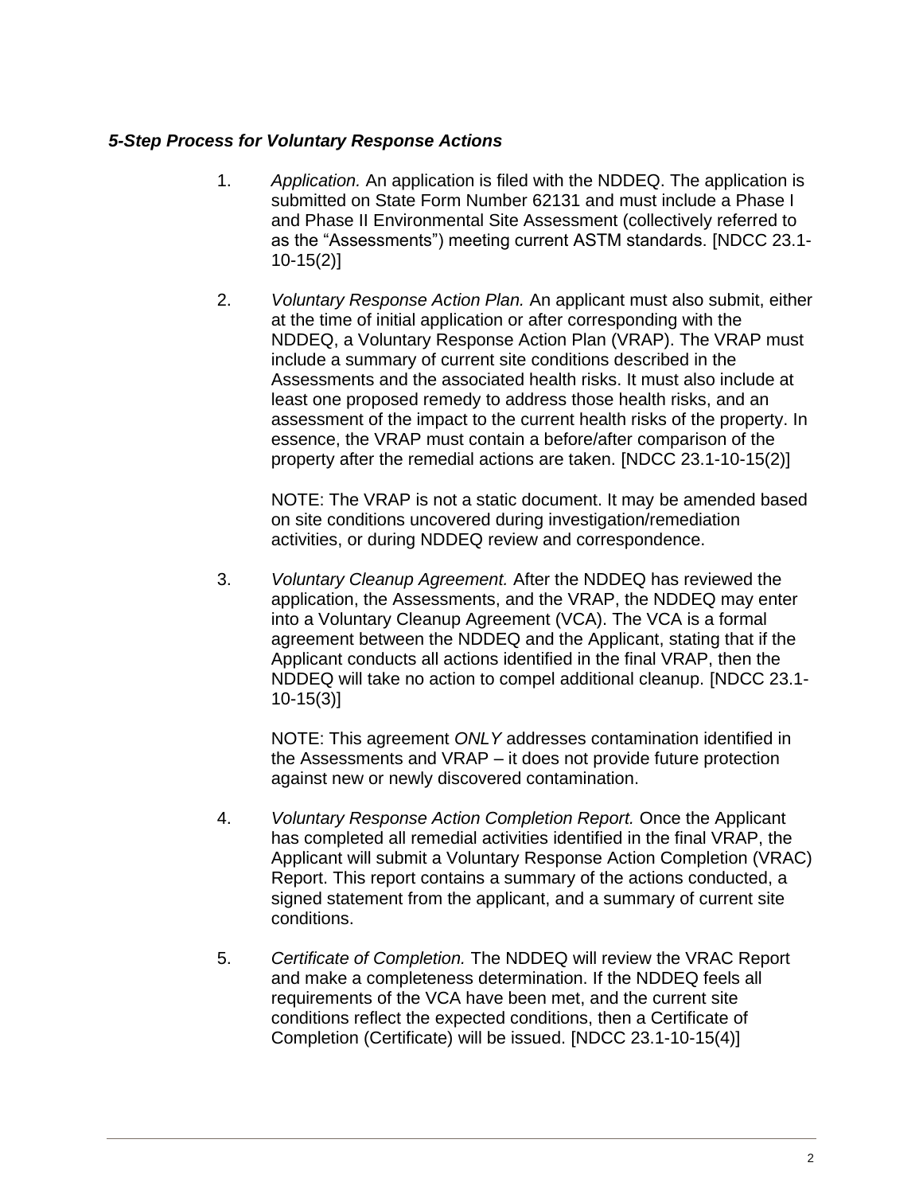***5-Step Process for Voluntary Response Actions***

1. *Application.* An application is filed with the NDDEQ. The application is submitted on State Form Number 62131 and must include a Phase I and Phase II Environmental Site Assessment (collectively referred to as the “Assessments”) meeting current ASTM standards. [NDCC 23.1-10-15(2)]

2. *Voluntary Response Action Plan.* An applicant must also submit, either at the time of initial application or after corresponding with the NDDEQ, a Voluntary Response Action Plan (VRAP). The VRAP must include a summary of current site conditions described in the Assessments and the associated health risks. It must also include at least one proposed remedy to address those health risks, and an assessment of the impact to the current health risks of the property. In essence, the VRAP must contain a before/after comparison of the property after the remedial actions are taken. [NDCC 23.1-10-15(2)]

   NOTE: The VRAP is not a static document. It may be amended based on site conditions uncovered during investigation/remediation activities, or during NDDEQ review and correspondence.

3. *Voluntary Cleanup Agreement.* After the NDDEQ has reviewed the application, the Assessments, and the VRAP, the NDDEQ may enter into a Voluntary Cleanup Agreement (VCA). The VCA is a formal agreement between the NDDEQ and the Applicant, stating that if the Applicant conducts all actions identified in the final VRAP, then the NDDEQ will take no action to compel additional cleanup. [NDCC 23.1-10-15(3)]

   NOTE: This agreement *ONLY* addresses contamination identified in the Assessments and VRAP – it does not provide future protection against new or newly discovered contamination.

4. *Voluntary Response Action Completion Report.* Once the Applicant has completed all remedial activities identified in the final VRAP, the Applicant will submit a Voluntary Response Action Completion (VRAC) Report. This report contains a summary of the actions conducted, a signed statement from the applicant, and a summary of current site conditions.

5. *Certificate of Completion.* The NDDEQ will review the VRAC Report and make a completeness determination. If the NDDEQ feels all requirements of the VCA have been met, and the current site conditions reflect the expected conditions, then a Certificate of Completion (Certificate) will be issued. [NDCC 23.1-10-15(4)]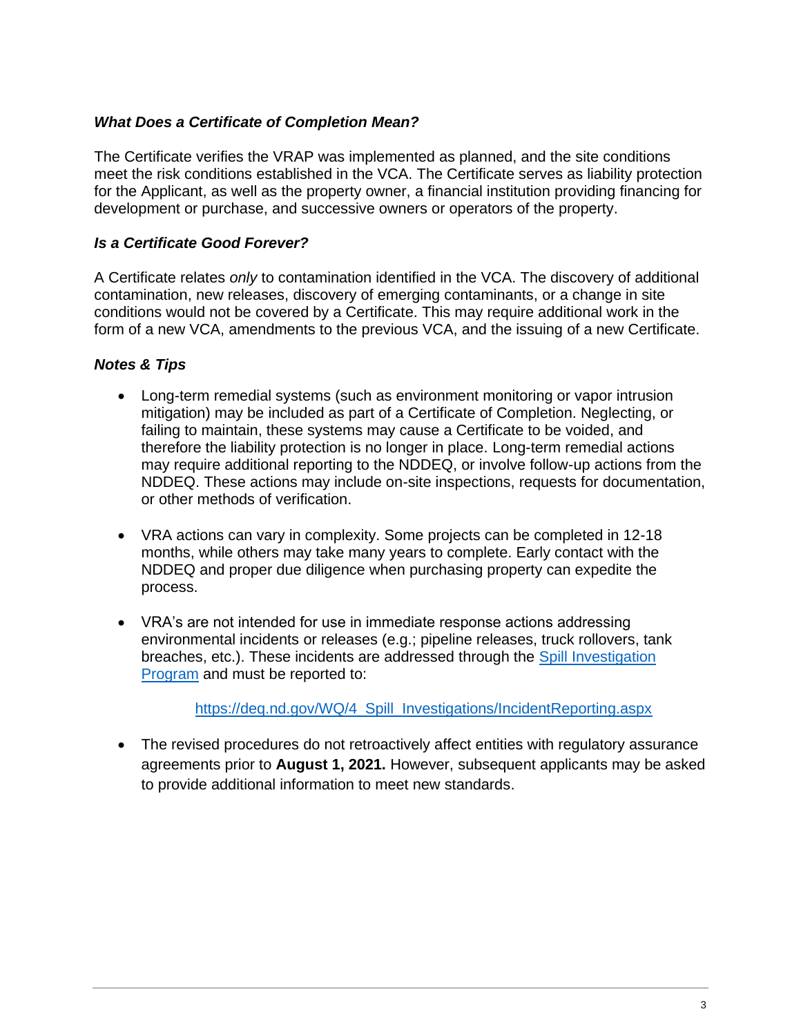### *What Does a Certificate of Completion Mean?*

The Certificate verifies the VRAP was implemented as planned, and the site conditions meet the risk conditions established in the VCA. The Certificate serves as liability protection for the Applicant, as well as the property owner, a financial institution providing financing for development or purchase, and successive owners or operators of the property.

### *Is a Certificate Good Forever?*

A Certificate relates *only* to contamination identified in the VCA. The discovery of additional contamination, new releases, discovery of emerging contaminants, or a change in site conditions would not be covered by a Certificate. This may require additional work in the form of a new VCA, amendments to the previous VCA, and the issuing of a new Certificate.

### *Notes & Tips*

- Long-term remedial systems (such as environment monitoring or vapor intrusion mitigation) may be included as part of a Certificate of Completion. Neglecting, or failing to maintain, these systems may cause a Certificate to be voided, and therefore the liability protection is no longer in place. Long-term remedial actions may require additional reporting to the NDDEQ, or involve follow-up actions from the NDDEQ. These actions may include on-site inspections, requests for documentation, or other methods of verification.

- VRA actions can vary in complexity. Some projects can be completed in 12-18 months, while others may take many years to complete. Early contact with the NDDEQ and proper due diligence when purchasing property can expedite the process.

- VRA's are not intended for use in immediate response actions addressing environmental incidents or releases (e.g.; pipeline releases, truck rollovers, tank breaches, etc.). These incidents are addressed through the [Spill Investigation Program](https://deq.nd.gov/WQ/4_Spill_Investigations/IncidentReporting.aspx) and must be reported to:

  [https://deq.nd.gov/WQ/4_Spill_Investigations/IncidentReporting.aspx](https://deq.nd.gov/WQ/4_Spill_Investigations/IncidentReporting.aspx)

- The revised procedures do not retroactively affect entities with regulatory assurance agreements prior to **August 1, 2021.** However, subsequent applicants may be asked to provide additional information to meet new standards.